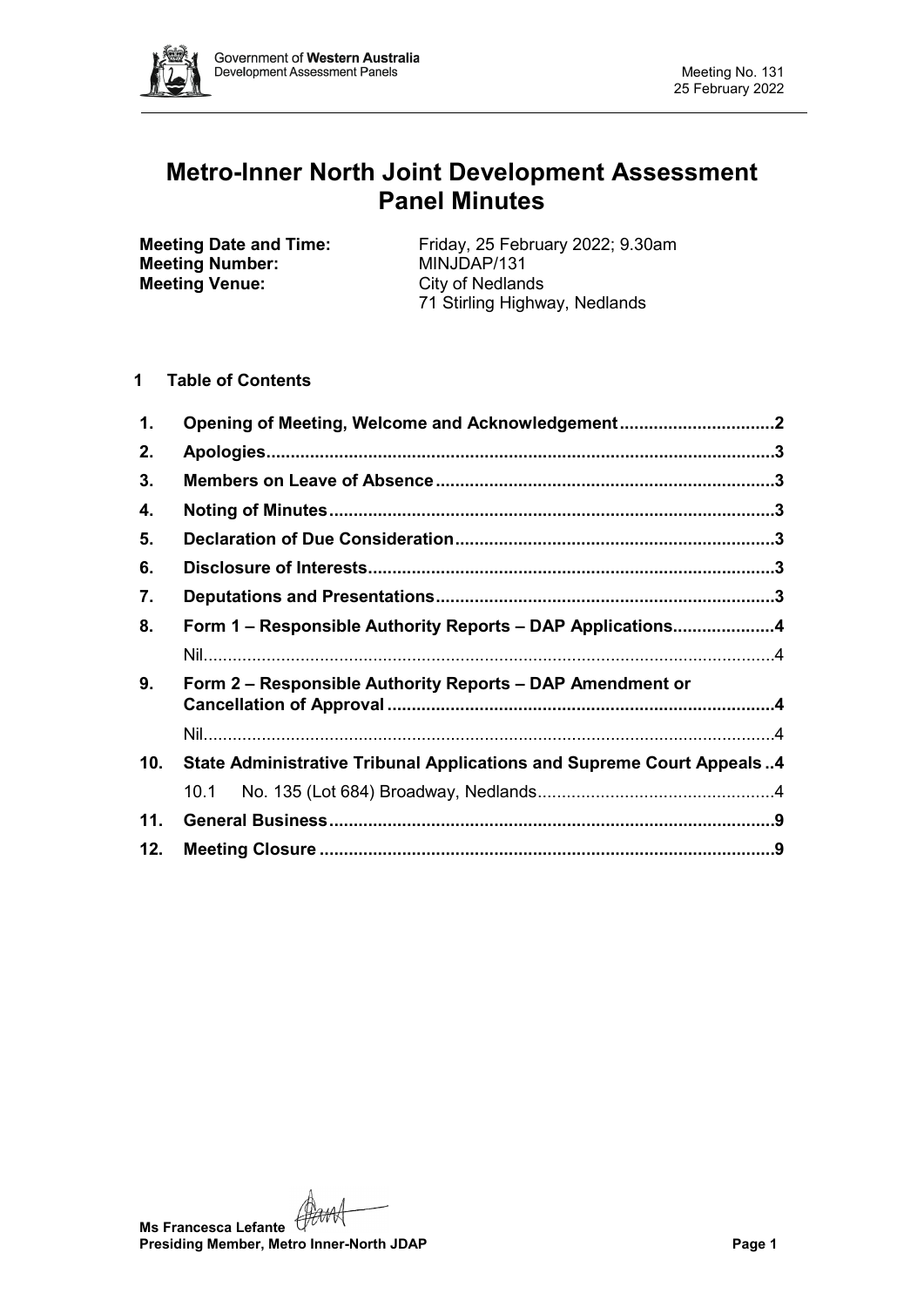# Metro-Inner North Joint Development Assessment Panel Minutes

**Meeting Date and Time:** Friday, 25 February 2022; 9.30am
**Meeting Number:** MINJDAP/131
**Meeting Venue:** City of Nedlands
71 Stirling Highway, Nedlands

## 1 Table of Contents

1. Opening of Meeting, Welcome and Acknowledgement ... 2
2. Apologies ... 3
3. Members on Leave of Absence ... 3
4. Noting of Minutes ... 3
5. Declaration of Due Consideration ... 3
6. Disclosure of Interests ... 3
7. Deputations and Presentations ... 3
8. Form 1 – Responsible Authority Reports – DAP Applications ... 4
   - Nil ... 4
9. Form 2 – Responsible Authority Reports – DAP Amendment or Cancellation of Approval ... 4
   - Nil ... 4
10. State Administrative Tribunal Applications and Supreme Court Appeals ... 4
    - 10.1 No. 135 (Lot 684) Broadway, Nedlands ... 4
11. General Business ... 9
12. Meeting Closure ... 9

**Ms Francesca Lefante**
**Presiding Member, Metro Inner-North JDAP**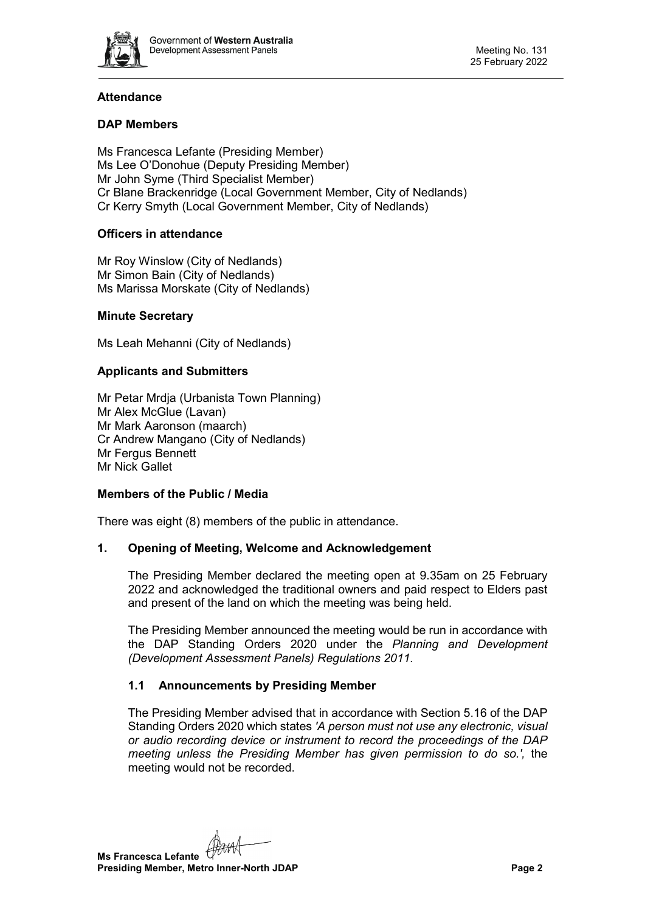## Attendance

### DAP Members

Ms Francesca Lefante (Presiding Member)
Ms Lee O'Donohue (Deputy Presiding Member)
Mr John Syme (Third Specialist Member)
Cr Blane Brackenridge (Local Government Member, City of Nedlands)
Cr Kerry Smyth (Local Government Member, City of Nedlands)

### Officers in attendance

Mr Roy Winslow (City of Nedlands)
Mr Simon Bain (City of Nedlands)
Ms Marissa Morskate (City of Nedlands)

### Minute Secretary

Ms Leah Mehanni (City of Nedlands)

### Applicants and Submitters

Mr Petar Mrdja (Urbanista Town Planning)
Mr Alex McGlue (Lavan)
Mr Mark Aaronson (maarch)
Cr Andrew Mangano (City of Nedlands)
Mr Fergus Bennett
Mr Nick Gallet

### Members of the Public / Media

There was eight (8) members of the public in attendance.

## 1. Opening of Meeting, Welcome and Acknowledgement

The Presiding Member declared the meeting open at 9.35am on 25 February 2022 and acknowledged the traditional owners and paid respect to Elders past and present of the land on which the meeting was being held.

The Presiding Member announced the meeting would be run in accordance with the DAP Standing Orders 2020 under the *Planning and Development (Development Assessment Panels) Regulations 2011.*

### 1.1 Announcements by Presiding Member

The Presiding Member advised that in accordance with Section 5.16 of the DAP Standing Orders 2020 which states *'A person must not use any electronic, visual or audio recording device or instrument to record the proceedings of the DAP meeting unless the Presiding Member has given permission to do so.',* the meeting would not be recorded.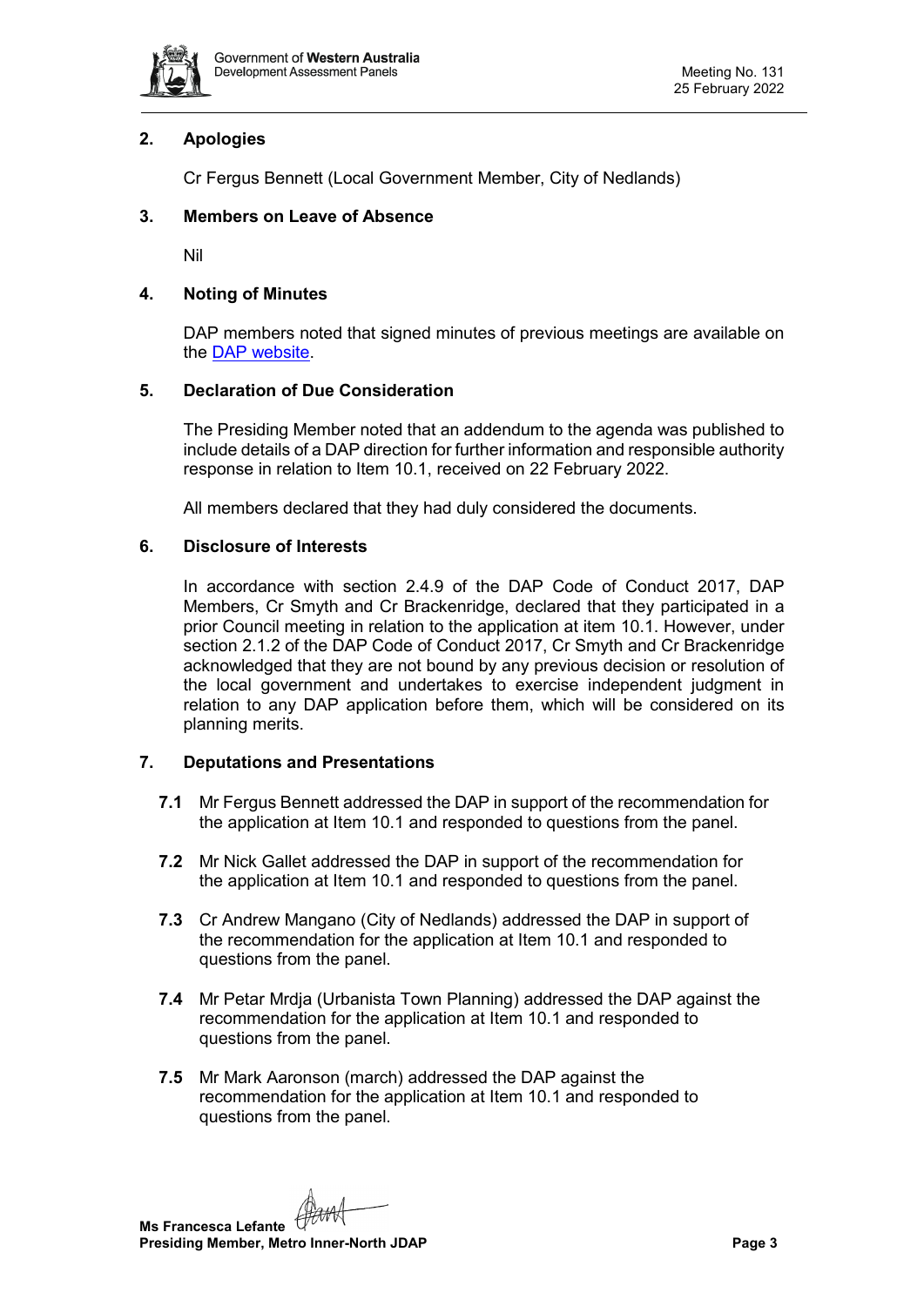## 2. Apologies

Cr Fergus Bennett (Local Government Member, City of Nedlands)

## 3. Members on Leave of Absence

Nil

## 4. Noting of Minutes

DAP members noted that signed minutes of previous meetings are available on the DAP website.

## 5. Declaration of Due Consideration

The Presiding Member noted that an addendum to the agenda was published to include details of a DAP direction for further information and responsible authority response in relation to Item 10.1, received on 22 February 2022.

All members declared that they had duly considered the documents.

## 6. Disclosure of Interests

In accordance with section 2.4.9 of the DAP Code of Conduct 2017, DAP Members, Cr Smyth and Cr Brackenridge, declared that they participated in a prior Council meeting in relation to the application at item 10.1. However, under section 2.1.2 of the DAP Code of Conduct 2017, Cr Smyth and Cr Brackenridge acknowledged that they are not bound by any previous decision or resolution of the local government and undertakes to exercise independent judgment in relation to any DAP application before them, which will be considered on its planning merits.

## 7. Deputations and Presentations

**7.1** Mr Fergus Bennett addressed the DAP in support of the recommendation for the application at Item 10.1 and responded to questions from the panel.

**7.2** Mr Nick Gallet addressed the DAP in support of the recommendation for the application at Item 10.1 and responded to questions from the panel.

**7.3** Cr Andrew Mangano (City of Nedlands) addressed the DAP in support of the recommendation for the application at Item 10.1 and responded to questions from the panel.

**7.4** Mr Petar Mrdja (Urbanista Town Planning) addressed the DAP against the recommendation for the application at Item 10.1 and responded to questions from the panel.

**7.5** Mr Mark Aaronson (march) addressed the DAP against the recommendation for the application at Item 10.1 and responded to questions from the panel.

**Ms Francesca Lefante**
**Presiding Member, Metro Inner-North JDAP**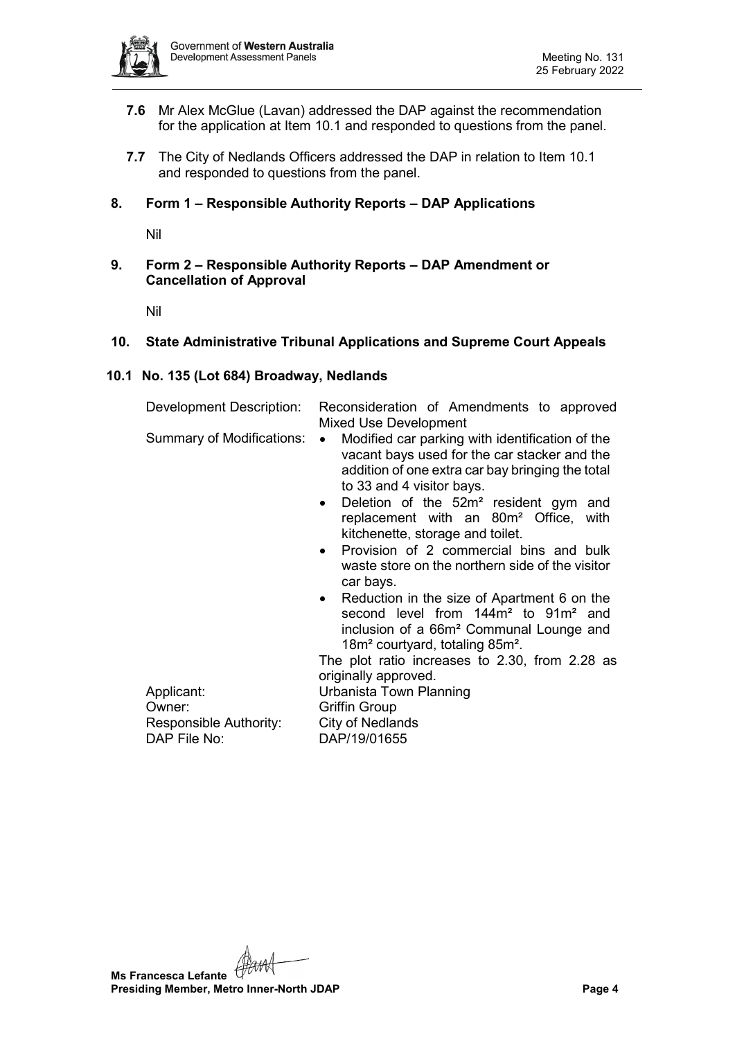**7.6** Mr Alex McGlue (Lavan) addressed the DAP against the recommendation for the application at Item 10.1 and responded to questions from the panel.

**7.7** The City of Nedlands Officers addressed the DAP in relation to Item 10.1 and responded to questions from the panel.

## 8. Form 1 – Responsible Authority Reports – DAP Applications

Nil

## 9. Form 2 – Responsible Authority Reports – DAP Amendment or Cancellation of Approval

Nil

## 10. State Administrative Tribunal Applications and Supreme Court Appeals

### 10.1 No. 135 (Lot 684) Broadway, Nedlands

| | |
|---|---|
| Development Description: | Reconsideration of Amendments to approved Mixed Use Development |
| Summary of Modifications: | • Modified car parking with identification of the vacant bays used for the car stacker and the addition of one extra car bay bringing the total to 33 and 4 visitor bays.<br>• Deletion of the 52m² resident gym and replacement with an 80m² Office, with kitchenette, storage and toilet.<br>• Provision of 2 commercial bins and bulk waste store on the northern side of the visitor car bays.<br>• Reduction in the size of Apartment 6 on the second level from 144m² to 91m² and inclusion of a 66m² Communal Lounge and 18m² courtyard, totaling 85m².<br>The plot ratio increases to 2.30, from 2.28 as originally approved. |
| Applicant: | Urbanista Town Planning |
| Owner: | Griffin Group |
| Responsible Authority: | City of Nedlands |
| DAP File No: | DAP/19/01655 |

**Ms Francesca Lefante**
**Presiding Member, Metro Inner-North JDAP**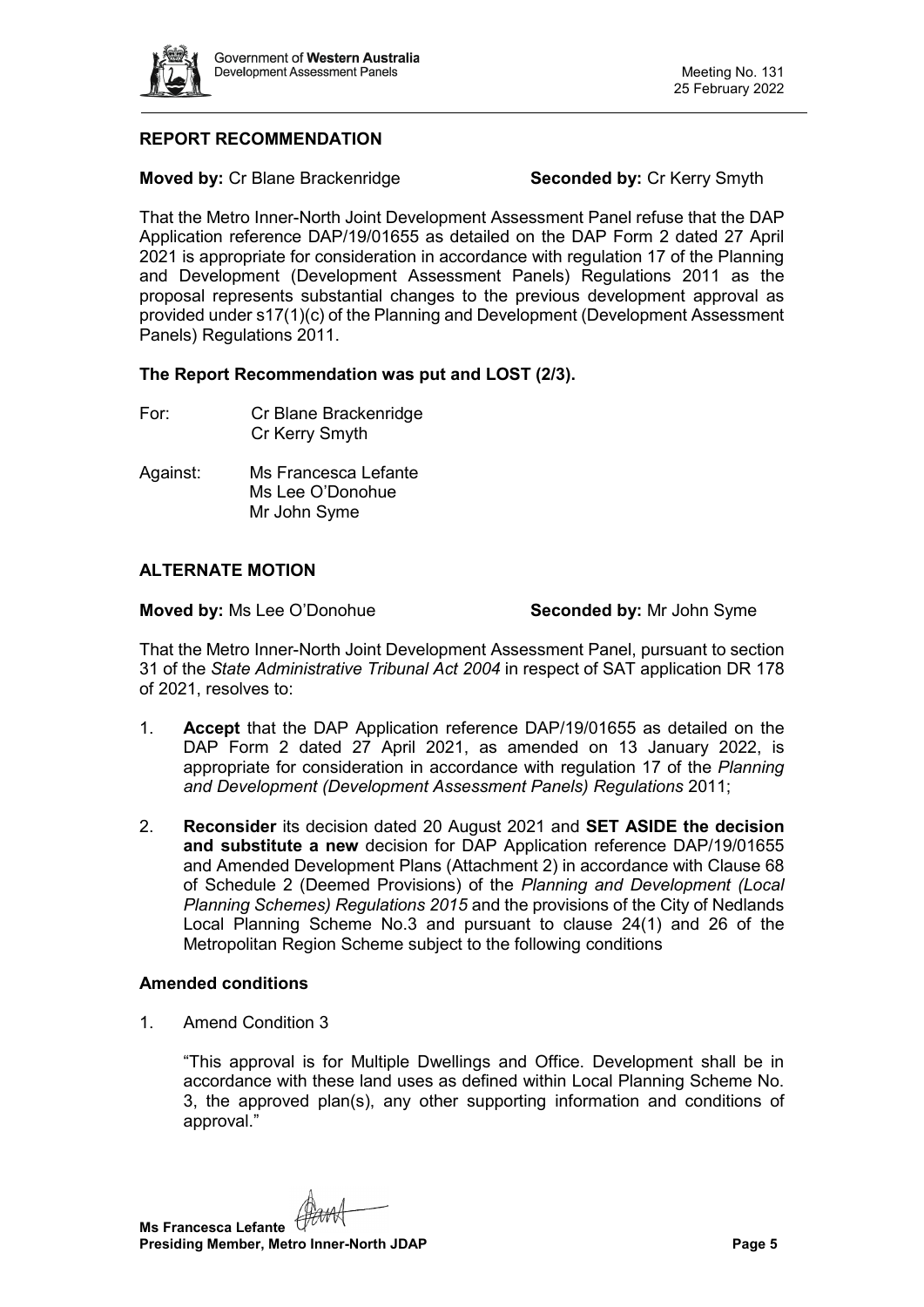## REPORT RECOMMENDATION

**Moved by:** Cr Blane Brackenridge **Seconded by:** Cr Kerry Smyth

That the Metro Inner-North Joint Development Assessment Panel refuse that the DAP Application reference DAP/19/01655 as detailed on the DAP Form 2 dated 27 April 2021 is appropriate for consideration in accordance with regulation 17 of the Planning and Development (Development Assessment Panels) Regulations 2011 as the proposal represents substantial changes to the previous development approval as provided under s17(1)(c) of the Planning and Development (Development Assessment Panels) Regulations 2011.

**The Report Recommendation was put and LOST (2/3).**

For: Cr Blane Brackenridge
Cr Kerry Smyth

Against: Ms Francesca Lefante
Ms Lee O'Donohue
Mr John Syme

## ALTERNATE MOTION

**Moved by:** Ms Lee O'Donohue **Seconded by:** Mr John Syme

That the Metro Inner-North Joint Development Assessment Panel, pursuant to section 31 of the *State Administrative Tribunal Act 2004* in respect of SAT application DR 178 of 2021, resolves to:

1. **Accept** that the DAP Application reference DAP/19/01655 as detailed on the DAP Form 2 dated 27 April 2021, as amended on 13 January 2022, is appropriate for consideration in accordance with regulation 17 of the *Planning and Development (Development Assessment Panels) Regulations* 2011;

2. **Reconsider** its decision dated 20 August 2021 and **SET ASIDE the decision and substitute a new** decision for DAP Application reference DAP/19/01655 and Amended Development Plans (Attachment 2) in accordance with Clause 68 of Schedule 2 (Deemed Provisions) of the *Planning and Development (Local Planning Schemes) Regulations 2015* and the provisions of the City of Nedlands Local Planning Scheme No.3 and pursuant to clause 24(1) and 26 of the Metropolitan Region Scheme subject to the following conditions

### Amended conditions

1. Amend Condition 3

   "This approval is for Multiple Dwellings and Office. Development shall be in accordance with these land uses as defined within Local Planning Scheme No. 3, the approved plan(s), any other supporting information and conditions of approval."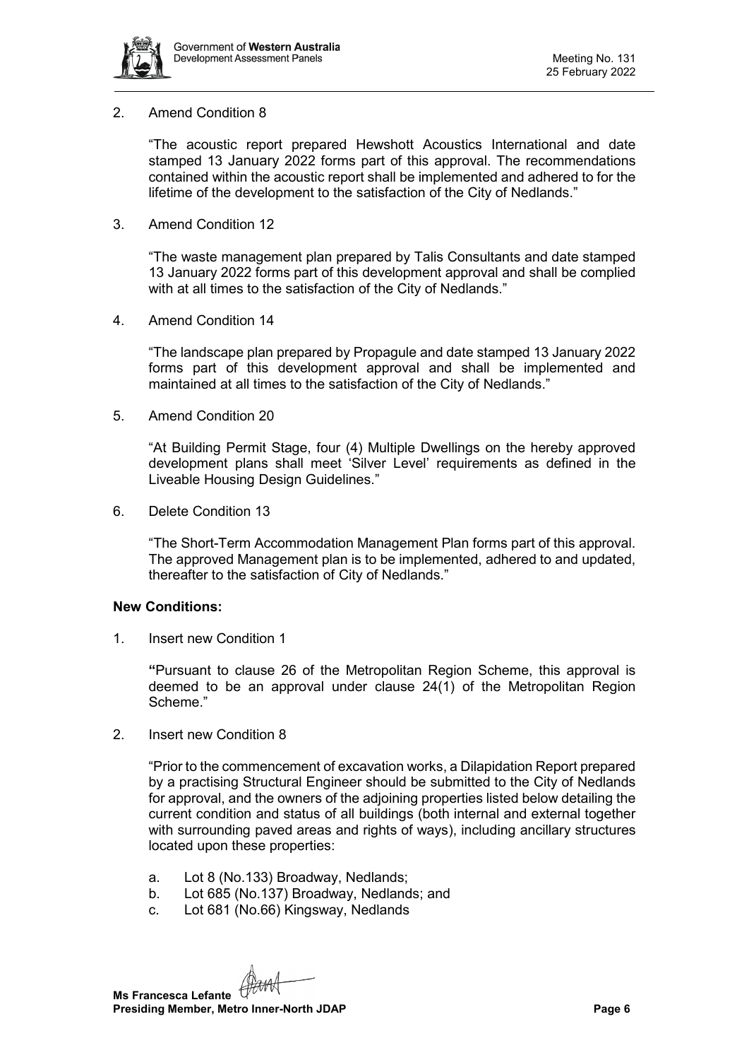2. Amend Condition 8

   "The acoustic report prepared Hewshott Acoustics International and date stamped 13 January 2022 forms part of this approval. The recommendations contained within the acoustic report shall be implemented and adhered to for the lifetime of the development to the satisfaction of the City of Nedlands."

3. Amend Condition 12

   "The waste management plan prepared by Talis Consultants and date stamped 13 January 2022 forms part of this development approval and shall be complied with at all times to the satisfaction of the City of Nedlands."

4. Amend Condition 14

   "The landscape plan prepared by Propagule and date stamped 13 January 2022 forms part of this development approval and shall be implemented and maintained at all times to the satisfaction of the City of Nedlands."

5. Amend Condition 20

   "At Building Permit Stage, four (4) Multiple Dwellings on the hereby approved development plans shall meet 'Silver Level' requirements as defined in the Liveable Housing Design Guidelines."

6. Delete Condition 13

   "The Short-Term Accommodation Management Plan forms part of this approval. The approved Management plan is to be implemented, adhered to and updated, thereafter to the satisfaction of City of Nedlands."

**New Conditions:**

1. Insert new Condition 1

   **"**Pursuant to clause 26 of the Metropolitan Region Scheme, this approval is deemed to be an approval under clause 24(1) of the Metropolitan Region Scheme."

2. Insert new Condition 8

   "Prior to the commencement of excavation works, a Dilapidation Report prepared by a practising Structural Engineer should be submitted to the City of Nedlands for approval, and the owners of the adjoining properties listed below detailing the current condition and status of all buildings (both internal and external together with surrounding paved areas and rights of ways), including ancillary structures located upon these properties:

   a. Lot 8 (No.133) Broadway, Nedlands;
   b. Lot 685 (No.137) Broadway, Nedlands; and
   c. Lot 681 (No.66) Kingsway, Nedlands

**Ms Francesca Lefante**
**Presiding Member, Metro Inner-North JDAP**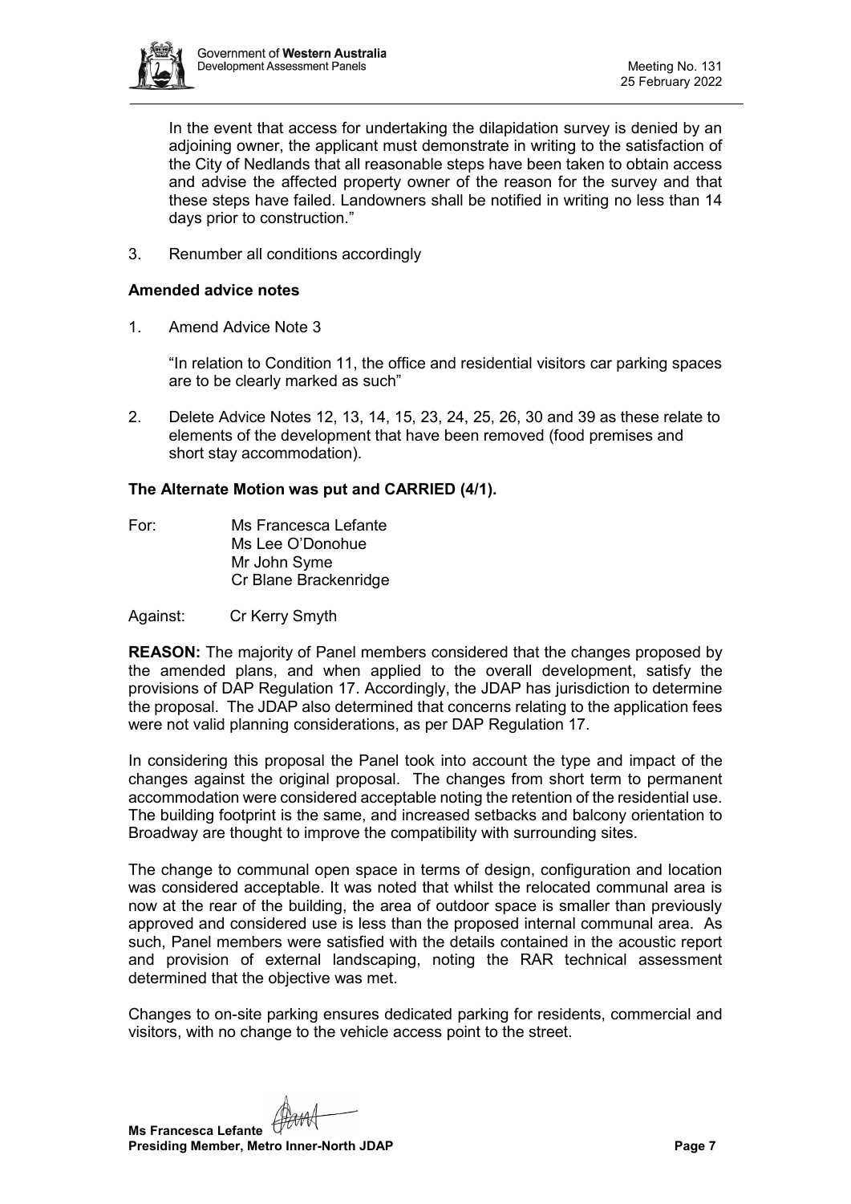In the event that access for undertaking the dilapidation survey is denied by an adjoining owner, the applicant must demonstrate in writing to the satisfaction of the City of Nedlands that all reasonable steps have been taken to obtain access and advise the affected property owner of the reason for the survey and that these steps have failed. Landowners shall be notified in writing no less than 14 days prior to construction."

3. Renumber all conditions accordingly

**Amended advice notes**

1. Amend Advice Note 3

   "In relation to Condition 11, the office and residential visitors car parking spaces are to be clearly marked as such"

2. Delete Advice Notes 12, 13, 14, 15, 23, 24, 25, 26, 30 and 39 as these relate to elements of the development that have been removed (food premises and short stay accommodation).

**The Alternate Motion was put and CARRIED (4/1).**

For: Ms Francesca Lefante
Ms Lee O'Donohue
Mr John Syme
Cr Blane Brackenridge

Against: Cr Kerry Smyth

**REASON:** The majority of Panel members considered that the changes proposed by the amended plans, and when applied to the overall development, satisfy the provisions of DAP Regulation 17. Accordingly, the JDAP has jurisdiction to determine the proposal. The JDAP also determined that concerns relating to the application fees were not valid planning considerations, as per DAP Regulation 17.

In considering this proposal the Panel took into account the type and impact of the changes against the original proposal. The changes from short term to permanent accommodation were considered acceptable noting the retention of the residential use. The building footprint is the same, and increased setbacks and balcony orientation to Broadway are thought to improve the compatibility with surrounding sites.

The change to communal open space in terms of design, configuration and location was considered acceptable. It was noted that whilst the relocated communal area is now at the rear of the building, the area of outdoor space is smaller than previously approved and considered use is less than the proposed internal communal area. As such, Panel members were satisfied with the details contained in the acoustic report and provision of external landscaping, noting the RAR technical assessment determined that the objective was met.

Changes to on-site parking ensures dedicated parking for residents, commercial and visitors, with no change to the vehicle access point to the street.

**Ms Francesca Lefante**
**Presiding Member, Metro Inner-North JDAP**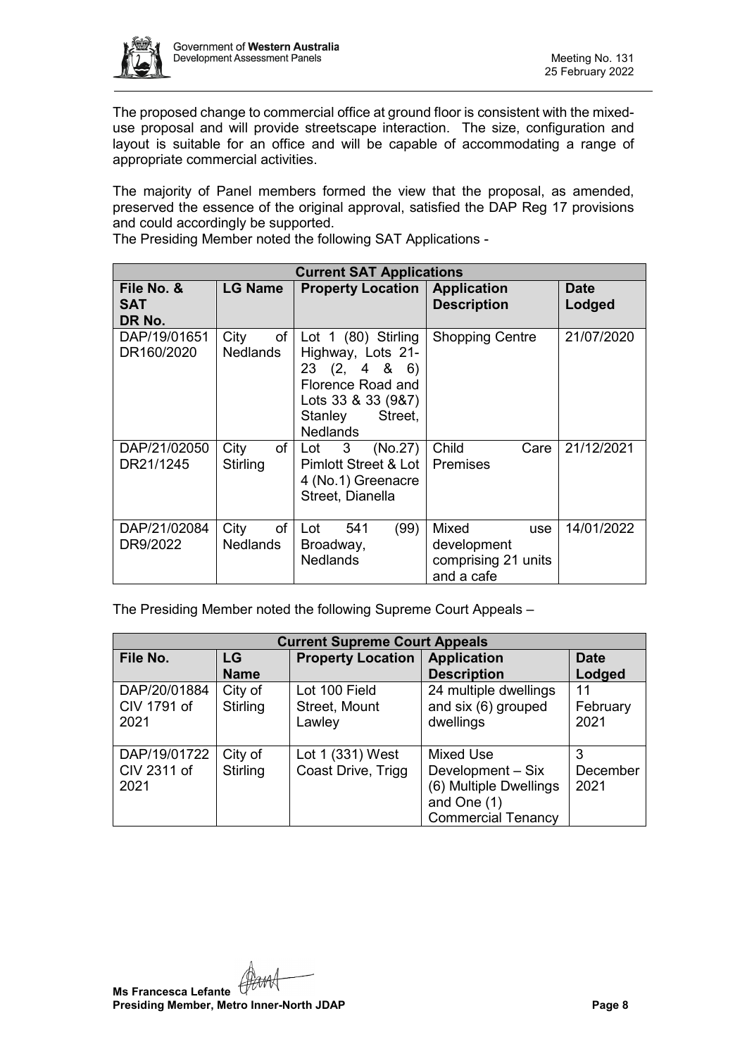The proposed change to commercial office at ground floor is consistent with the mixed-use proposal and will provide streetscape interaction. The size, configuration and layout is suitable for an office and will be capable of accommodating a range of appropriate commercial activities.

The majority of Panel members formed the view that the proposal, as amended, preserved the essence of the original approval, satisfied the DAP Reg 17 provisions and could accordingly be supported.

The Presiding Member noted the following SAT Applications -

| Current SAT Applications | | | | |
|---|---|---|---|---|
| **File No. & SAT DR No.** | **LG Name** | **Property Location** | **Application Description** | **Date Lodged** |
| DAP/19/01651 DR160/2020 | City of Nedlands | Lot 1 (80) Stirling Highway, Lots 21-23 (2, 4 & 6) Florence Road and Lots 33 & 33 (9&7) Stanley Street, Nedlands | Shopping Centre | 21/07/2020 |
| DAP/21/02050 DR21/1245 | City of Stirling | Lot 3 (No.27) Pimlott Street & Lot 4 (No.1) Greenacre Street, Dianella | Child Care Premises | 21/12/2021 |
| DAP/21/02084 DR9/2022 | City of Nedlands | Lot 541 (99) Broadway, Nedlands | Mixed use development comprising 21 units and a cafe | 14/01/2022 |

The Presiding Member noted the following Supreme Court Appeals –

| Current Supreme Court Appeals | | | | |
|---|---|---|---|---|
| **File No.** | **LG Name** | **Property Location** | **Application Description** | **Date Lodged** |
| DAP/20/01884 CIV 1791 of 2021 | City of Stirling | Lot 100 Field Street, Mount Lawley | 24 multiple dwellings and six (6) grouped dwellings | 11 February 2021 |
| DAP/19/01722 CIV 2311 of 2021 | City of Stirling | Lot 1 (331) West Coast Drive, Trigg | Mixed Use Development – Six (6) Multiple Dwellings and One (1) Commercial Tenancy | 3 December 2021 |

**Ms Francesca Lefante**
**Presiding Member, Metro Inner-North JDAP**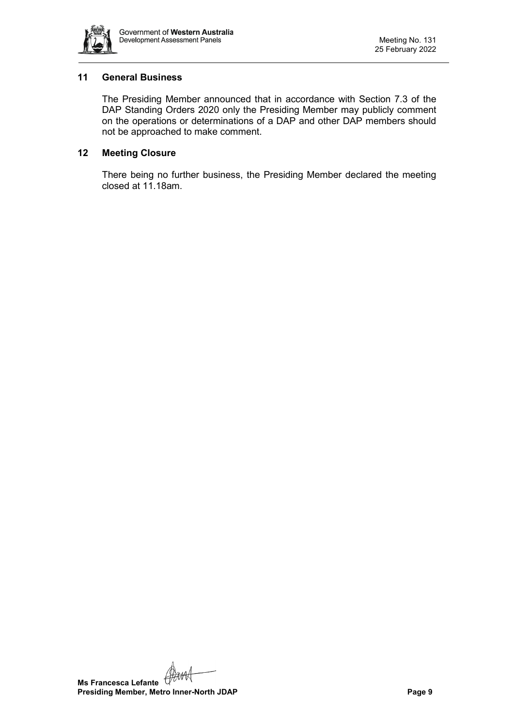## 11 General Business

The Presiding Member announced that in accordance with Section 7.3 of the DAP Standing Orders 2020 only the Presiding Member may publicly comment on the operations or determinations of a DAP and other DAP members should not be approached to make comment.

## 12 Meeting Closure

There being no further business, the Presiding Member declared the meeting closed at 11.18am.

**Ms Francesca Lefante**
**Presiding Member, Metro Inner-North JDAP**